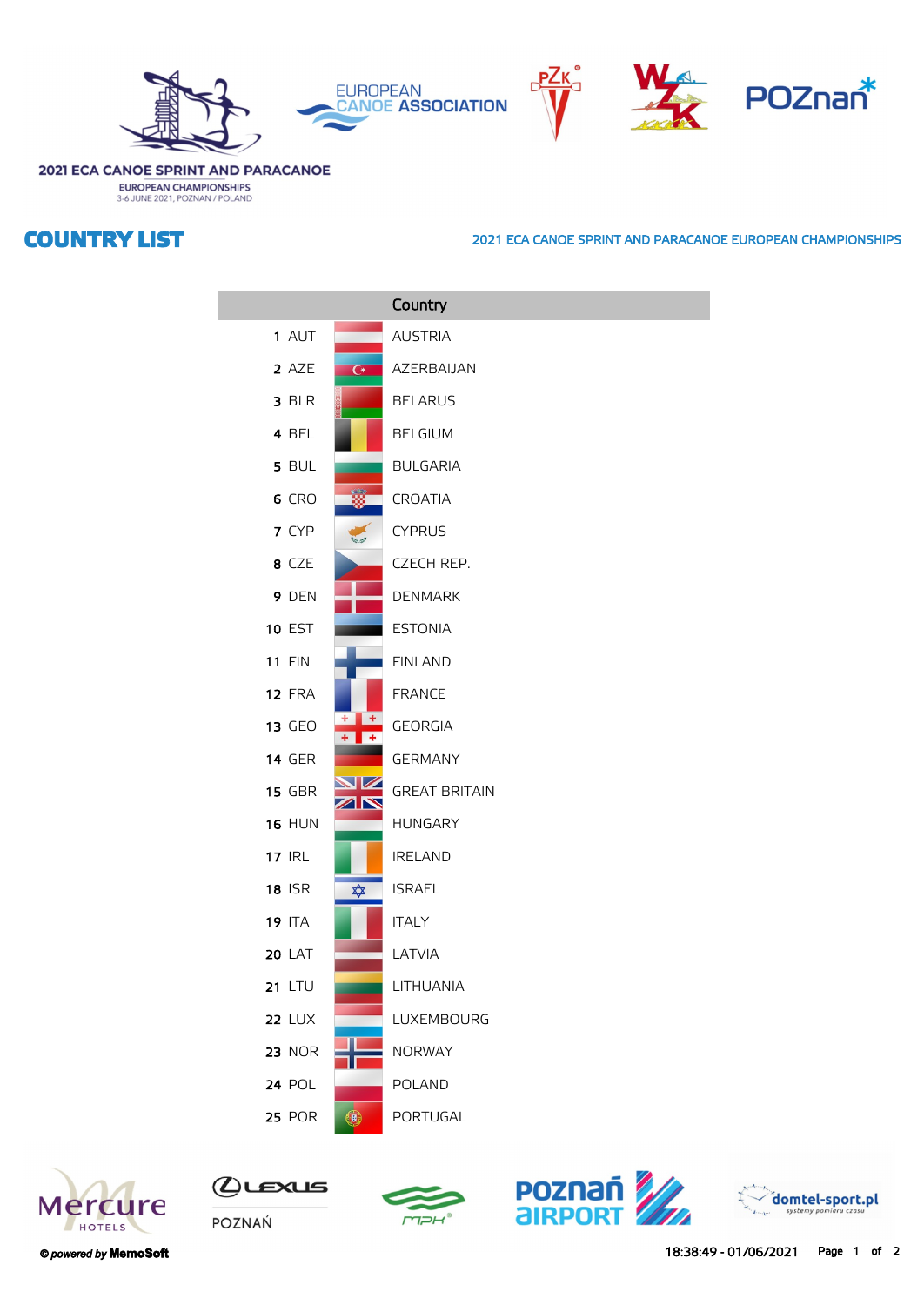2021 ECA CANOE SPRINT AND PARACANOE

EUROPEAN CHAMPIONSHIPS

3-6 JUNE 2021, POZNAN / POLAND

# COUNTRY LIST

2021 ECA CANOE SPRINT AND PARACANOE EUROPEAN CHAMPIONSHIPS

| | | Country |
|---|---|---|
| 1 | AUT | AUSTRIA |
| 2 | AZE | AZERBAIJAN |
| 3 | BLR | BELARUS |
| 4 | BEL | BELGIUM |
| 5 | BUL | BULGARIA |
| 6 | CRO | CROATIA |
| 7 | CYP | CYPRUS |
| 8 | CZE | CZECH REP. |
| 9 | DEN | DENMARK |
| 10 | EST | ESTONIA |
| 11 | FIN | FINLAND |
| 12 | FRA | FRANCE |
| 13 | GEO | GEORGIA |
| 14 | GER | GERMANY |
| 15 | GBR | GREAT BRITAIN |
| 16 | HUN | HUNGARY |
| 17 | IRL | IRELAND |
| 18 | ISR | ISRAEL |
| 19 | ITA | ITALY |
| 20 | LAT | LATVIA |
| 21 | LTU | LITHUANIA |
| 22 | LUX | LUXEMBOURG |
| 23 | NOR | NORWAY |
| 24 | POL | POLAND |
| 25 | POR | PORTUGAL |

© powered by MemoSoft

18:38:49 - 01/06/2021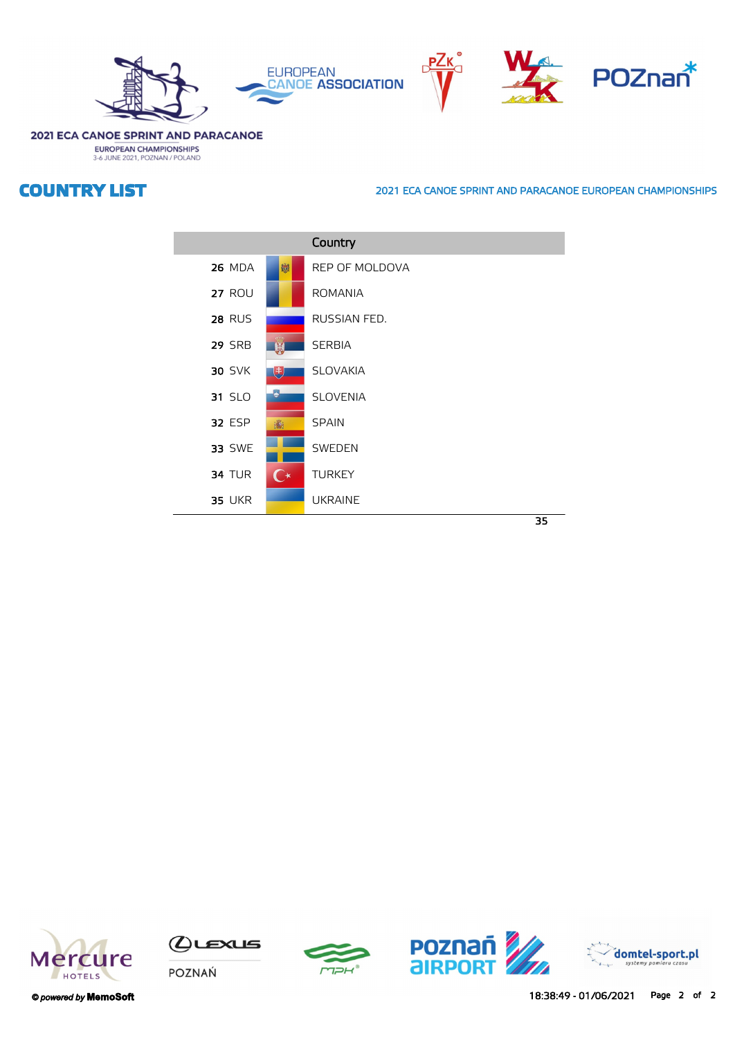## COUNTRY LIST

2021 ECA CANOE SPRINT AND PARACANOE EUROPEAN CHAMPIONSHIPS

| | | Country |
|---|---|---|
| 26 | MDA | REP OF MOLDOVA |
| 27 | ROU | ROMANIA |
| 28 | RUS | RUSSIAN FED. |
| 29 | SRB | SERBIA |
| 30 | SVK | SLOVAKIA |
| 31 | SLO | SLOVENIA |
| 32 | ESP | SPAIN |
| 33 | SWE | SWEDEN |
| 34 | TUR | TURKEY |
| 35 | UKR | UKRAINE |

35

18:38:49 - 01/06/2021